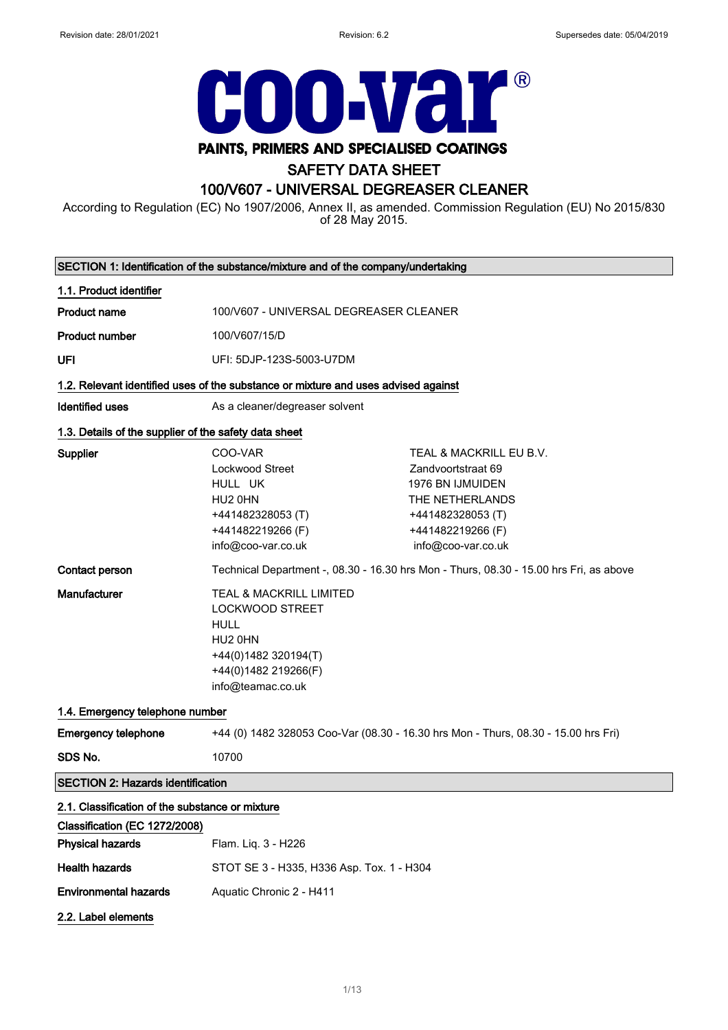Revision date: 28/01/2021 Revision: 6.2 Supersedes date: 05/04/2019

# coo-var®

**PAINTS, PRIMERS AND SPECIALISED COATINGS**

# SAFETY DATA SHEET

## 100/V607 - UNIVERSAL DEGREASER CLEANER

According to Regulation (EC) No 1907/2006, Annex II, as amended. Commission Regulation (EU) No 2015/830 of 28 May 2015.

## SECTION 1: Identification of the substance/mixture and of the company/undertaking

### 1.1. Product identifier

**Product name** 100/V607 - UNIVERSAL DEGREASER CLEANER

**Product number** 100/V607/15/D

**UFI** UFI: 5DJP-123S-5003-U7DM

### 1.2. Relevant identified uses of the substance or mixture and uses advised against

**Identified uses** As a cleaner/degreaser solvent

### 1.3. Details of the supplier of the safety data sheet

**Supplier**

COO-VAR
Lockwood Street
HULL UK
HU2 0HN
+441482328053 (T)
+441482219266 (F)
info@coo-var.co.uk

TEAL & MACKRILL EU B.V.
Zandvoortstraat 69
1976 BN IJMUIDEN
THE NETHERLANDS
+441482328053 (T)
+441482219266 (F)
info@coo-var.co.uk

**Contact person** Technical Department -, 08.30 - 16.30 hrs Mon - Thurs, 08.30 - 15.00 hrs Fri, as above

**Manufacturer**

TEAL & MACKRILL LIMITED
LOCKWOOD STREET
HULL
HU2 0HN
+44(0)1482 320194(T)
+44(0)1482 219266(F)
info@teamac.co.uk

### 1.4. Emergency telephone number

**Emergency telephone** +44 (0) 1482 328053 Coo-Var (08.30 - 16.30 hrs Mon - Thurs, 08.30 - 15.00 hrs Fri)

**SDS No.** 10700

## SECTION 2: Hazards identification

### 2.1. Classification of the substance or mixture

**Classification (EC 1272/2008)**

**Physical hazards** Flam. Liq. 3 - H226

**Health hazards** STOT SE 3 - H335, H336 Asp. Tox. 1 - H304

**Environmental hazards** Aquatic Chronic 2 - H411

### 2.2. Label elements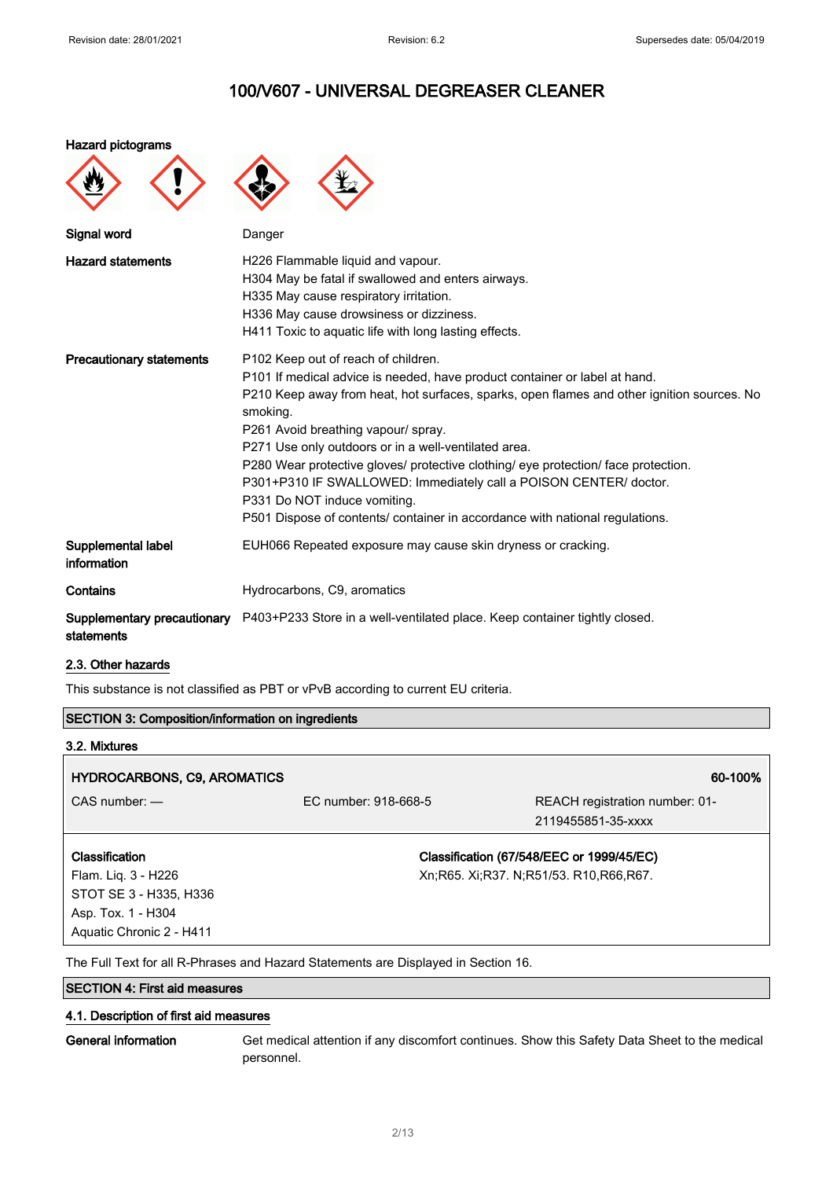# 100/V607 - UNIVERSAL DEGREASER CLEANER

**Hazard pictograms**

**Signal word** Danger

**Hazard statements**
H226 Flammable liquid and vapour.
H304 May be fatal if swallowed and enters airways.
H335 May cause respiratory irritation.
H336 May cause drowsiness or dizziness.
H411 Toxic to aquatic life with long lasting effects.

**Precautionary statements**
P102 Keep out of reach of children.
P101 If medical advice is needed, have product container or label at hand.
P210 Keep away from heat, hot surfaces, sparks, open flames and other ignition sources. No smoking.
P261 Avoid breathing vapour/ spray.
P271 Use only outdoors or in a well-ventilated area.
P280 Wear protective gloves/ protective clothing/ eye protection/ face protection.
P301+P310 IF SWALLOWED: Immediately call a POISON CENTER/ doctor.
P331 Do NOT induce vomiting.
P501 Dispose of contents/ container in accordance with national regulations.

**Supplemental label information** EUH066 Repeated exposure may cause skin dryness or cracking.

**Contains** Hydrocarbons, C9, aromatics

**Supplementary precautionary statements** P403+P233 Store in a well-ventilated place. Keep container tightly closed.

## 2.3. Other hazards

This substance is not classified as PBT or vPvB according to current EU criteria.

## SECTION 3: Composition/information on ingredients

### 3.2. Mixtures

| HYDROCARBONS, C9, AROMATICS | | 60-100% |
|---|---|---|
| CAS number: — | EC number: 918-668-5 | REACH registration number: 01-2119455851-35-xxxx |

| Classification | Classification (67/548/EEC or 1999/45/EC) |
|---|---|
| Flam. Liq. 3 - H226<br>STOT SE 3 - H335, H336<br>Asp. Tox. 1 - H304<br>Aquatic Chronic 2 - H411 | Xn;R65. Xi;R37. N;R51/53. R10,R66,R67. |

The Full Text for all R-Phrases and Hazard Statements are Displayed in Section 16.

## SECTION 4: First aid measures

### 4.1. Description of first aid measures

**General information** Get medical attention if any discomfort continues. Show this Safety Data Sheet to the medical personnel.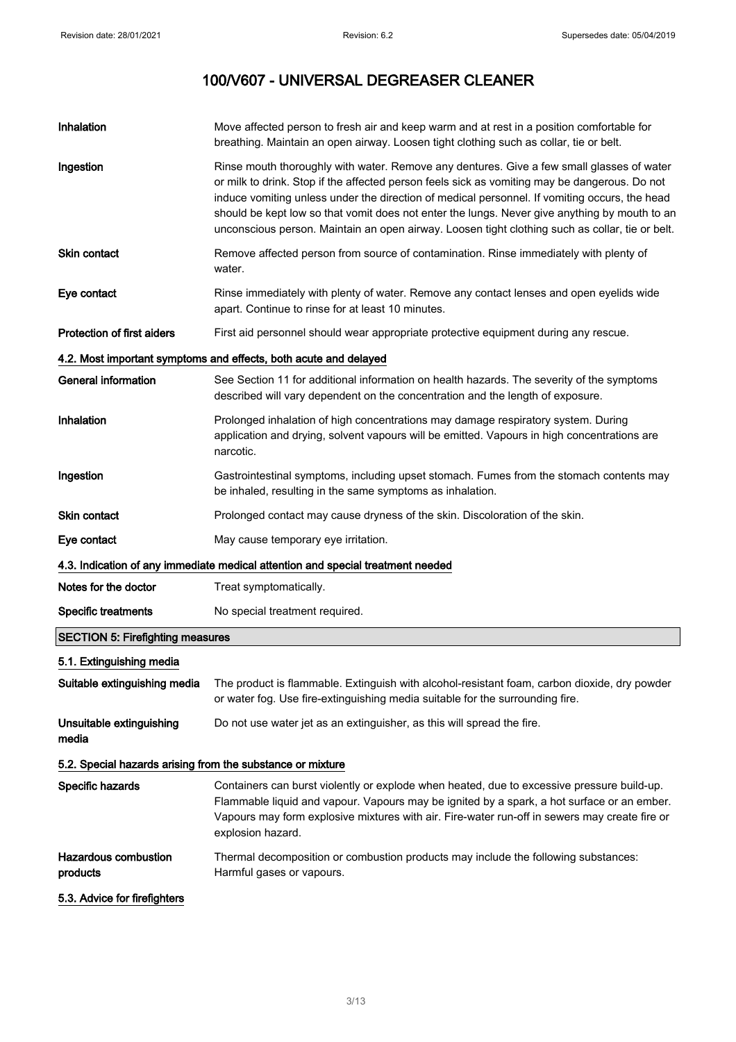| | |
|---|---|
| **Inhalation** | Move affected person to fresh air and keep warm and at rest in a position comfortable for breathing. Maintain an open airway. Loosen tight clothing such as collar, tie or belt. |
| **Ingestion** | Rinse mouth thoroughly with water. Remove any dentures. Give a few small glasses of water or milk to drink. Stop if the affected person feels sick as vomiting may be dangerous. Do not induce vomiting unless under the direction of medical personnel. If vomiting occurs, the head should be kept low so that vomit does not enter the lungs. Never give anything by mouth to an unconscious person. Maintain an open airway. Loosen tight clothing such as collar, tie or belt. |
| **Skin contact** | Remove affected person from source of contamination. Rinse immediately with plenty of water. |
| **Eye contact** | Rinse immediately with plenty of water. Remove any contact lenses and open eyelids wide apart. Continue to rinse for at least 10 minutes. |
| **Protection of first aiders** | First aid personnel should wear appropriate protective equipment during any rescue. |

### 4.2. Most important symptoms and effects, both acute and delayed

| | |
|---|---|
| **General information** | See Section 11 for additional information on health hazards. The severity of the symptoms described will vary dependent on the concentration and the length of exposure. |
| **Inhalation** | Prolonged inhalation of high concentrations may damage respiratory system. During application and drying, solvent vapours will be emitted. Vapours in high concentrations are narcotic. |
| **Ingestion** | Gastrointestinal symptoms, including upset stomach. Fumes from the stomach contents may be inhaled, resulting in the same symptoms as inhalation. |
| **Skin contact** | Prolonged contact may cause dryness of the skin. Discoloration of the skin. |
| **Eye contact** | May cause temporary eye irritation. |

### 4.3. Indication of any immediate medical attention and special treatment needed

| | |
|---|---|
| **Notes for the doctor** | Treat symptomatically. |
| **Specific treatments** | No special treatment required. |

## SECTION 5: Firefighting measures

### 5.1. Extinguishing media

| | |
|---|---|
| **Suitable extinguishing media** | The product is flammable. Extinguish with alcohol-resistant foam, carbon dioxide, dry powder or water fog. Use fire-extinguishing media suitable for the surrounding fire. |
| **Unsuitable extinguishing media** | Do not use water jet as an extinguisher, as this will spread the fire. |

### 5.2. Special hazards arising from the substance or mixture

| | |
|---|---|
| **Specific hazards** | Containers can burst violently or explode when heated, due to excessive pressure build-up. Flammable liquid and vapour. Vapours may be ignited by a spark, a hot surface or an ember. Vapours may form explosive mixtures with air. Fire-water run-off in sewers may create fire or explosion hazard. |
| **Hazardous combustion products** | Thermal decomposition or combustion products may include the following substances: Harmful gases or vapours. |

### 5.3. Advice for firefighters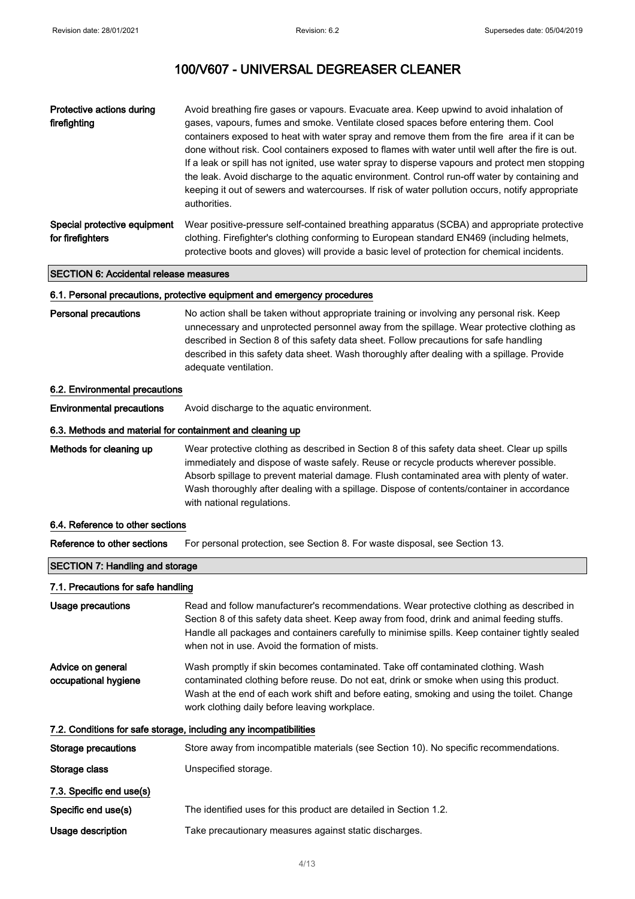| | |
|---|---|
| **Protective actions during firefighting** | Avoid breathing fire gases or vapours. Evacuate area. Keep upwind to avoid inhalation of gases, vapours, fumes and smoke. Ventilate closed spaces before entering them. Cool containers exposed to heat with water spray and remove them from the fire area if it can be done without risk. Cool containers exposed to flames with water until well after the fire is out. If a leak or spill has not ignited, use water spray to disperse vapours and protect men stopping the leak. Avoid discharge to the aquatic environment. Control run-off water by containing and keeping it out of sewers and watercourses. If risk of water pollution occurs, notify appropriate authorities. |
| **Special protective equipment for firefighters** | Wear positive-pressure self-contained breathing apparatus (SCBA) and appropriate protective clothing. Firefighter's clothing conforming to European standard EN469 (including helmets, protective boots and gloves) will provide a basic level of protection for chemical incidents. |

## SECTION 6: Accidental release measures

### 6.1. Personal precautions, protective equipment and emergency procedures

| | |
|---|---|
| **Personal precautions** | No action shall be taken without appropriate training or involving any personal risk. Keep unnecessary and unprotected personnel away from the spillage. Wear protective clothing as described in Section 8 of this safety data sheet. Follow precautions for safe handling described in this safety data sheet. Wash thoroughly after dealing with a spillage. Provide adequate ventilation. |

### 6.2. Environmental precautions

| | |
|---|---|
| **Environmental precautions** | Avoid discharge to the aquatic environment. |

### 6.3. Methods and material for containment and cleaning up

| | |
|---|---|
| **Methods for cleaning up** | Wear protective clothing as described in Section 8 of this safety data sheet. Clear up spills immediately and dispose of waste safely. Reuse or recycle products wherever possible. Absorb spillage to prevent material damage. Flush contaminated area with plenty of water. Wash thoroughly after dealing with a spillage. Dispose of contents/container in accordance with national regulations. |

### 6.4. Reference to other sections

| | |
|---|---|
| **Reference to other sections** | For personal protection, see Section 8. For waste disposal, see Section 13. |

## SECTION 7: Handling and storage

### 7.1. Precautions for safe handling

| | |
|---|---|
| **Usage precautions** | Read and follow manufacturer's recommendations. Wear protective clothing as described in Section 8 of this safety data sheet. Keep away from food, drink and animal feeding stuffs. Handle all packages and containers carefully to minimise spills. Keep container tightly sealed when not in use. Avoid the formation of mists. |
| **Advice on general occupational hygiene** | Wash promptly if skin becomes contaminated. Take off contaminated clothing. Wash contaminated clothing before reuse. Do not eat, drink or smoke when using this product. Wash at the end of each work shift and before eating, smoking and using the toilet. Change work clothing daily before leaving workplace. |

### 7.2. Conditions for safe storage, including any incompatibilities

| | |
|---|---|
| **Storage precautions** | Store away from incompatible materials (see Section 10). No specific recommendations. |
| **Storage class** | Unspecified storage. |

### 7.3. Specific end use(s)

| | |
|---|---|
| **Specific end use(s)** | The identified uses for this product are detailed in Section 1.2. |
| **Usage description** | Take precautionary measures against static discharges. |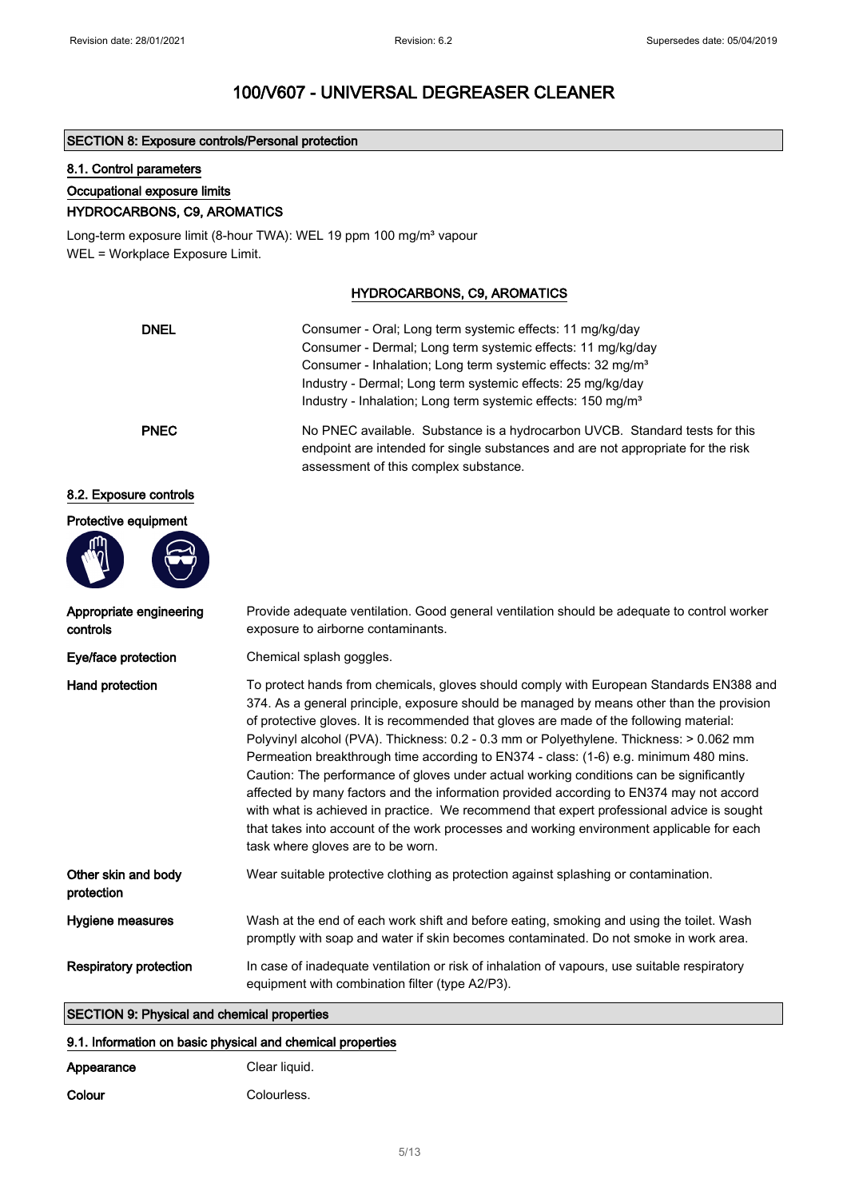# 100/V607 - UNIVERSAL DEGREASER CLEANER

## SECTION 8: Exposure controls/Personal protection

### 8.1. Control parameters

**Occupational exposure limits**

**HYDROCARBONS, C9, AROMATICS**

Long-term exposure limit (8-hour TWA): WEL 19 ppm 100 mg/m³ vapour

WEL = Workplace Exposure Limit.

**HYDROCARBONS, C9, AROMATICS**

| | |
|---|---|
| **DNEL** | Consumer - Oral; Long term systemic effects: 11 mg/kg/day<br>Consumer - Dermal; Long term systemic effects: 11 mg/kg/day<br>Consumer - Inhalation; Long term systemic effects: 32 mg/m³<br>Industry - Dermal; Long term systemic effects: 25 mg/kg/day<br>Industry - Inhalation; Long term systemic effects: 150 mg/m³ |
| **PNEC** | No PNEC available. Substance is a hydrocarbon UVCB. Standard tests for this endpoint are intended for single substances and are not appropriate for the risk assessment of this complex substance. |

### 8.2. Exposure controls

**Protective equipment**

| | |
|---|---|
| **Appropriate engineering controls** | Provide adequate ventilation. Good general ventilation should be adequate to control worker exposure to airborne contaminants. |
| **Eye/face protection** | Chemical splash goggles. |
| **Hand protection** | To protect hands from chemicals, gloves should comply with European Standards EN388 and 374. As a general principle, exposure should be managed by means other than the provision of protective gloves. It is recommended that gloves are made of the following material: Polyvinyl alcohol (PVA). Thickness: 0.2 - 0.3 mm or Polyethylene. Thickness: > 0.062 mm Permeation breakthrough time according to EN374 - class: (1-6) e.g. minimum 480 mins. Caution: The performance of gloves under actual working conditions can be significantly affected by many factors and the information provided according to EN374 may not accord with what is achieved in practice. We recommend that expert professional advice is sought that takes into account of the work processes and working environment applicable for each task where gloves are to be worn. |
| **Other skin and body protection** | Wear suitable protective clothing as protection against splashing or contamination. |
| **Hygiene measures** | Wash at the end of each work shift and before eating, smoking and using the toilet. Wash promptly with soap and water if skin becomes contaminated. Do not smoke in work area. |
| **Respiratory protection** | In case of inadequate ventilation or risk of inhalation of vapours, use suitable respiratory equipment with combination filter (type A2/P3). |

## SECTION 9: Physical and chemical properties

### 9.1. Information on basic physical and chemical properties

| | |
|---|---|
| **Appearance** | Clear liquid. |
| **Colour** | Colourless. |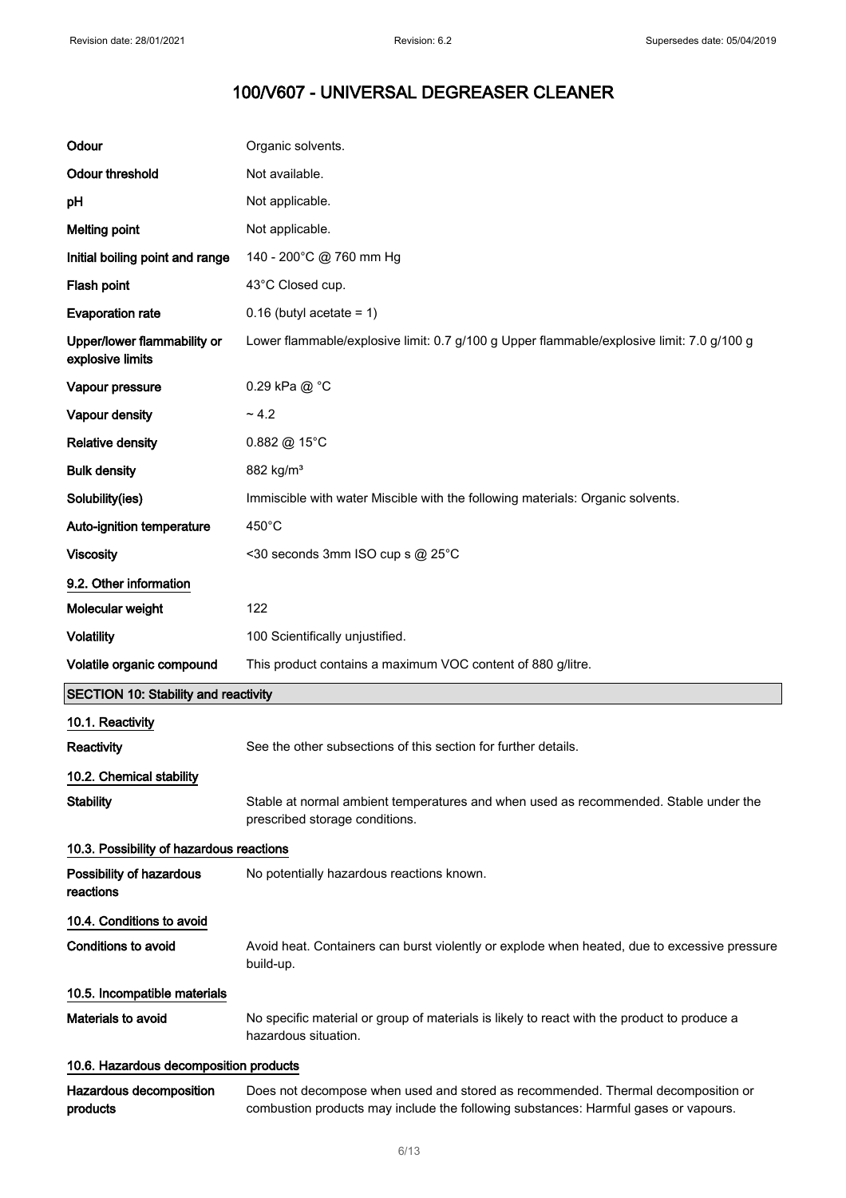# 100/V607 - UNIVERSAL DEGREASER CLEANER

| | |
|---|---|
| **Odour** | Organic solvents. |
| **Odour threshold** | Not available. |
| **pH** | Not applicable. |
| **Melting point** | Not applicable. |
| **Initial boiling point and range** | 140 - 200°C @ 760 mm Hg |
| **Flash point** | 43°C Closed cup. |
| **Evaporation rate** | 0.16 (butyl acetate = 1) |
| **Upper/lower flammability or explosive limits** | Lower flammable/explosive limit: 0.7 g/100 g Upper flammable/explosive limit: 7.0 g/100 g |
| **Vapour pressure** | 0.29 kPa @ °C |
| **Vapour density** | ~ 4.2 |
| **Relative density** | 0.882 @ 15°C |
| **Bulk density** | 882 kg/m³ |
| **Solubility(ies)** | Immiscible with water Miscible with the following materials: Organic solvents. |
| **Auto-ignition temperature** | 450°C |
| **Viscosity** | <30 seconds 3mm ISO cup s @ 25°C |

### 9.2. Other information

| | |
|---|---|
| **Molecular weight** | 122 |
| **Volatility** | 100 Scientifically unjustified. |
| **Volatile organic compound** | This product contains a maximum VOC content of 880 g/litre. |

## SECTION 10: Stability and reactivity

### 10.1. Reactivity

**Reactivity** See the other subsections of this section for further details.

### 10.2. Chemical stability

**Stability** Stable at normal ambient temperatures and when used as recommended. Stable under the prescribed storage conditions.

### 10.3. Possibility of hazardous reactions

**Possibility of hazardous reactions** No potentially hazardous reactions known.

### 10.4. Conditions to avoid

**Conditions to avoid** Avoid heat. Containers can burst violently or explode when heated, due to excessive pressure build-up.

### 10.5. Incompatible materials

**Materials to avoid** No specific material or group of materials is likely to react with the product to produce a hazardous situation.

### 10.6. Hazardous decomposition products

**Hazardous decomposition products** Does not decompose when used and stored as recommended. Thermal decomposition or combustion products may include the following substances: Harmful gases or vapours.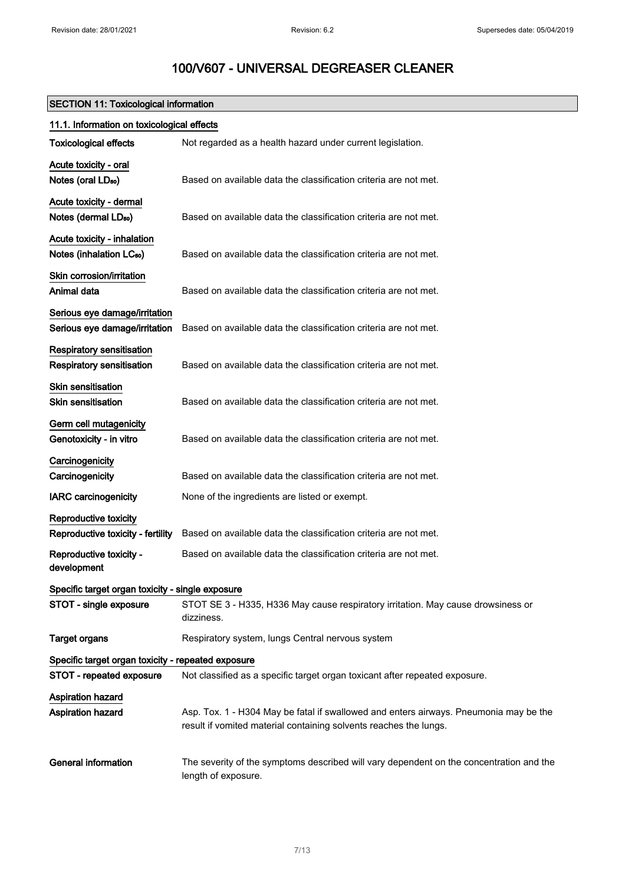# 100/V607 - UNIVERSAL DEGREASER CLEANER

## SECTION 11: Toxicological information

### 11.1. Information on toxicological effects

| | |
|---|---|
| **Toxicological effects** | Not regarded as a health hazard under current legislation. |

**Acute toxicity - oral**

| | |
|---|---|
| **Notes (oral $LD_{50}$)** | Based on available data the classification criteria are not met. |

**Acute toxicity - dermal**

| | |
|---|---|
| **Notes (dermal $LD_{50}$)** | Based on available data the classification criteria are not met. |

**Acute toxicity - inhalation**

| | |
|---|---|
| **Notes (inhalation $LC_{50}$)** | Based on available data the classification criteria are not met. |

**Skin corrosion/irritation**

| | |
|---|---|
| **Animal data** | Based on available data the classification criteria are not met. |

**Serious eye damage/irritation**

| | |
|---|---|
| **Serious eye damage/irritation** | Based on available data the classification criteria are not met. |

**Respiratory sensitisation**

| | |
|---|---|
| **Respiratory sensitisation** | Based on available data the classification criteria are not met. |

**Skin sensitisation**

| | |
|---|---|
| **Skin sensitisation** | Based on available data the classification criteria are not met. |

**Germ cell mutagenicity**

| | |
|---|---|
| **Genotoxicity - in vitro** | Based on available data the classification criteria are not met. |

**Carcinogenicity**

| | |
|---|---|
| **Carcinogenicity** | Based on available data the classification criteria are not met. |
| **IARC carcinogenicity** | None of the ingredients are listed or exempt. |

**Reproductive toxicity**

| | |
|---|---|
| **Reproductive toxicity - fertility** | Based on available data the classification criteria are not met. |
| **Reproductive toxicity - development** | Based on available data the classification criteria are not met. |

**Specific target organ toxicity - single exposure**

| | |
|---|---|
| **STOT - single exposure** | STOT SE 3 - H335, H336 May cause respiratory irritation. May cause drowsiness or dizziness. |
| **Target organs** | Respiratory system, lungs Central nervous system |

**Specific target organ toxicity - repeated exposure**

| | |
|---|---|
| **STOT - repeated exposure** | Not classified as a specific target organ toxicant after repeated exposure. |

**Aspiration hazard**

| | |
|---|---|
| **Aspiration hazard** | Asp. Tox. 1 - H304 May be fatal if swallowed and enters airways. Pneumonia may be the result if vomited material containing solvents reaches the lungs. |

| | |
|---|---|
| **General information** | The severity of the symptoms described will vary dependent on the concentration and the length of exposure. |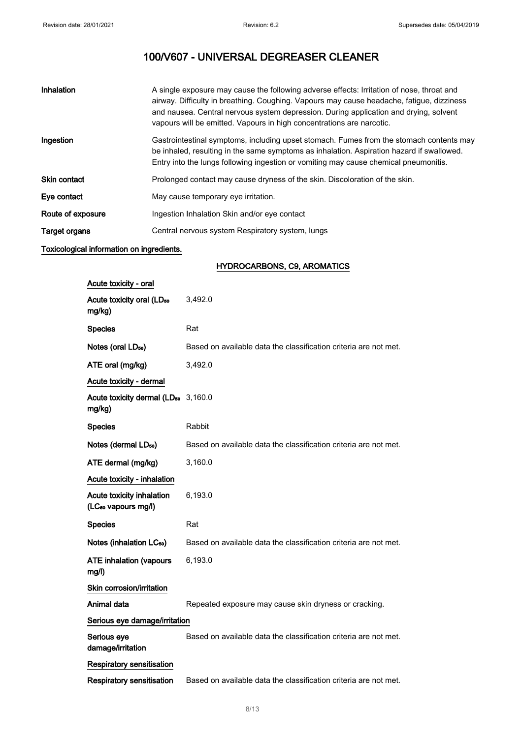| | |
|---|---|
| **Inhalation** | A single exposure may cause the following adverse effects: Irritation of nose, throat and airway. Difficulty in breathing. Coughing. Vapours may cause headache, fatigue, dizziness and nausea. Central nervous system depression. During application and drying, solvent vapours will be emitted. Vapours in high concentrations are narcotic. |
| **Ingestion** | Gastrointestinal symptoms, including upset stomach. Fumes from the stomach contents may be inhaled, resulting in the same symptoms as inhalation. Aspiration hazard if swallowed. Entry into the lungs following ingestion or vomiting may cause chemical pneumonitis. |
| **Skin contact** | Prolonged contact may cause dryness of the skin. Discoloration of the skin. |
| **Eye contact** | May cause temporary eye irritation. |
| **Route of exposure** | Ingestion Inhalation Skin and/or eye contact |
| **Target organs** | Central nervous system Respiratory system, lungs |

**Toxicological information on ingredients.**

**HYDROCARBONS, C9, AROMATICS**

**Acute toxicity - oral**

| | |
|---|---|
| **Acute toxicity oral ($LD_{50}$ mg/kg)** | 3,492.0 |
| **Species** | Rat |
| **Notes (oral $LD_{50}$)** | Based on available data the classification criteria are not met. |
| **ATE oral (mg/kg)** | 3,492.0 |

**Acute toxicity - dermal**

| | |
|---|---|
| **Acute toxicity dermal ($LD_{50}$ mg/kg)** | 3,160.0 |
| **Species** | Rabbit |
| **Notes (dermal $LD_{50}$)** | Based on available data the classification criteria are not met. |
| **ATE dermal (mg/kg)** | 3,160.0 |

**Acute toxicity - inhalation**

| | |
|---|---|
| **Acute toxicity inhalation ($LC_{50}$ vapours mg/l)** | 6,193.0 |
| **Species** | Rat |
| **Notes (inhalation $LC_{50}$)** | Based on available data the classification criteria are not met. |
| **ATE inhalation (vapours mg/l)** | 6,193.0 |

**Skin corrosion/irritation**

| | |
|---|---|
| **Animal data** | Repeated exposure may cause skin dryness or cracking. |

**Serious eye damage/irritation**

| | |
|---|---|
| **Serious eye damage/irritation** | Based on available data the classification criteria are not met. |

**Respiratory sensitisation**

| | |
|---|---|
| **Respiratory sensitisation** | Based on available data the classification criteria are not met. |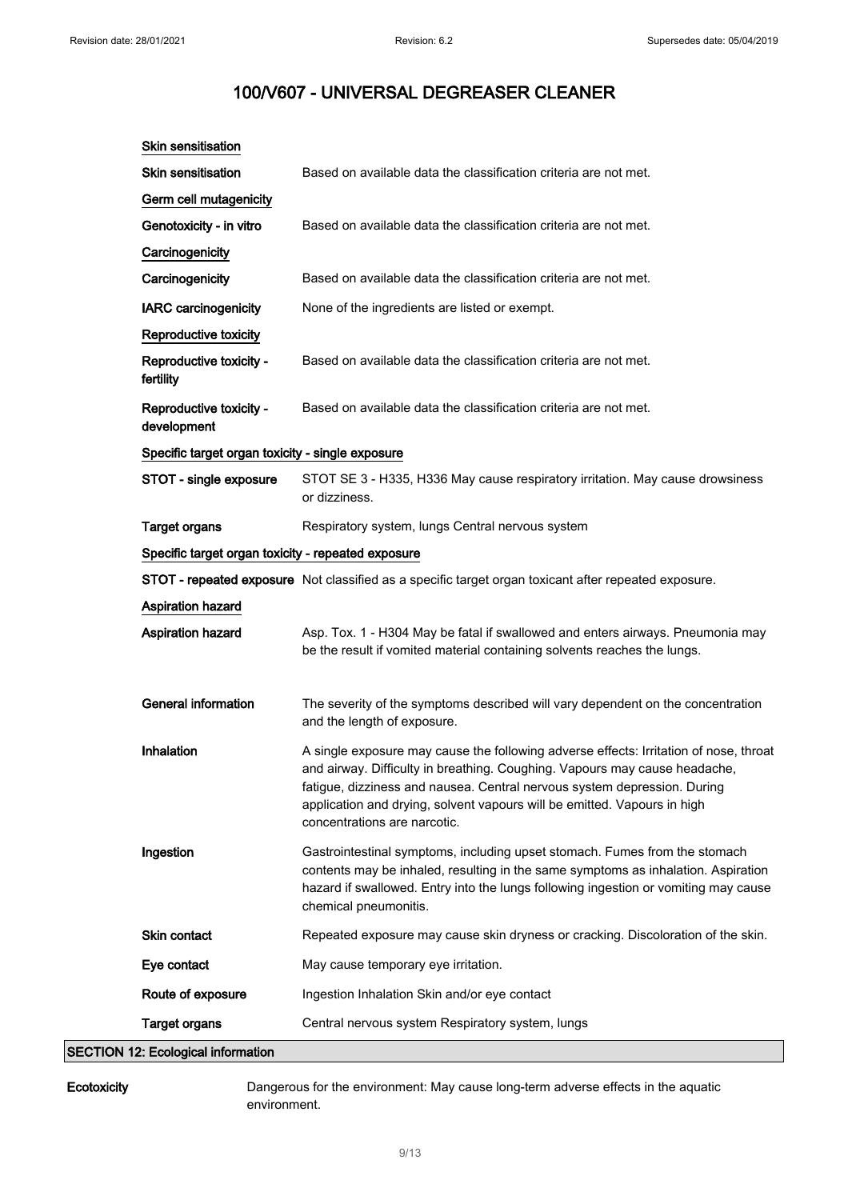### Skin sensitisation

| | |
|---|---|
| **Skin sensitisation** | Based on available data the classification criteria are not met. |

### Germ cell mutagenicity

| | |
|---|---|
| **Genotoxicity - in vitro** | Based on available data the classification criteria are not met. |

### Carcinogenicity

| | |
|---|---|
| **Carcinogenicity** | Based on available data the classification criteria are not met. |
| **IARC carcinogenicity** | None of the ingredients are listed or exempt. |

### Reproductive toxicity

| | |
|---|---|
| **Reproductive toxicity - fertility** | Based on available data the classification criteria are not met. |
| **Reproductive toxicity - development** | Based on available data the classification criteria are not met. |

### Specific target organ toxicity - single exposure

| | |
|---|---|
| **STOT - single exposure** | STOT SE 3 - H335, H336 May cause respiratory irritation. May cause drowsiness or dizziness. |
| **Target organs** | Respiratory system, lungs Central nervous system |

### Specific target organ toxicity - repeated exposure

| | |
|---|---|
| **STOT - repeated exposure** | Not classified as a specific target organ toxicant after repeated exposure. |

### Aspiration hazard

| | |
|---|---|
| **Aspiration hazard** | Asp. Tox. 1 - H304 May be fatal if swallowed and enters airways. Pneumonia may be the result if vomited material containing solvents reaches the lungs. |

| | |
|---|---|
| **General information** | The severity of the symptoms described will vary dependent on the concentration and the length of exposure. |
| **Inhalation** | A single exposure may cause the following adverse effects: Irritation of nose, throat and airway. Difficulty in breathing. Coughing. Vapours may cause headache, fatigue, dizziness and nausea. Central nervous system depression. During application and drying, solvent vapours will be emitted. Vapours in high concentrations are narcotic. |
| **Ingestion** | Gastrointestinal symptoms, including upset stomach. Fumes from the stomach contents may be inhaled, resulting in the same symptoms as inhalation. Aspiration hazard if swallowed. Entry into the lungs following ingestion or vomiting may cause chemical pneumonitis. |
| **Skin contact** | Repeated exposure may cause skin dryness or cracking. Discoloration of the skin. |
| **Eye contact** | May cause temporary eye irritation. |
| **Route of exposure** | Ingestion Inhalation Skin and/or eye contact |
| **Target organs** | Central nervous system Respiratory system, lungs |

## SECTION 12: Ecological information

| | |
|---|---|
| **Ecotoxicity** | Dangerous for the environment: May cause long-term adverse effects in the aquatic environment. |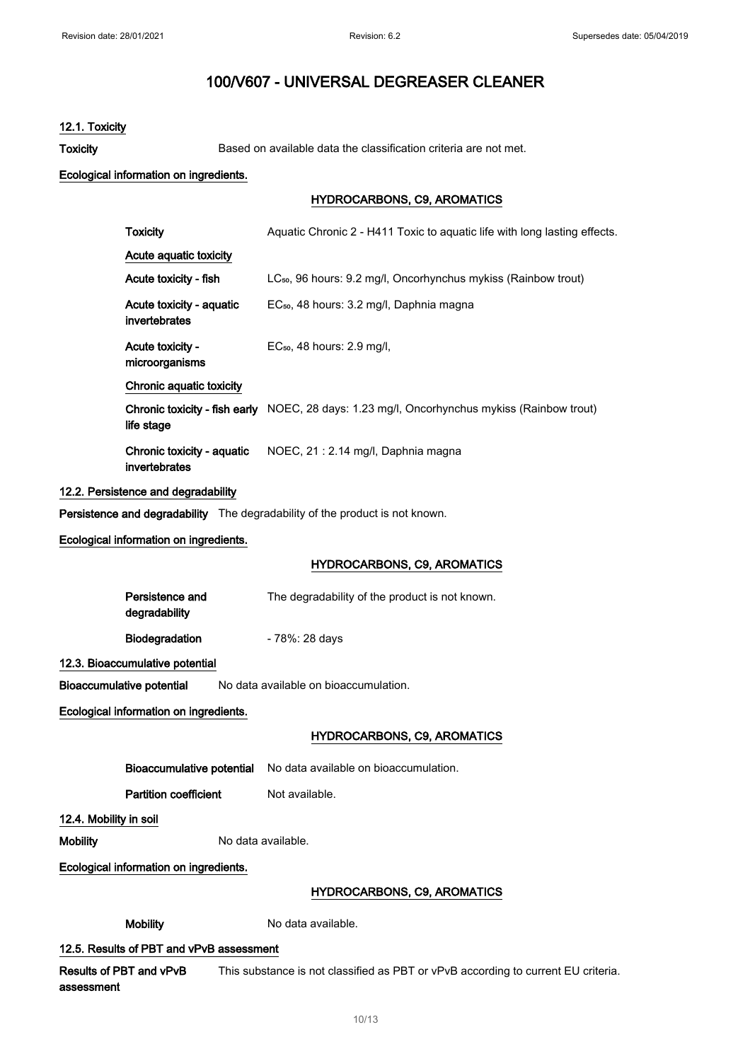# 100/V607 - UNIVERSAL DEGREASER CLEANER

### 12.1. Toxicity

**Toxicity** Based on available data the classification criteria are not met.

**Ecological information on ingredients.**

**HYDROCARBONS, C9, AROMATICS**

| | |
|---|---|
| **Toxicity** | Aquatic Chronic 2 - H411 Toxic to aquatic life with long lasting effects. |
| **Acute aquatic toxicity** | |
| **Acute toxicity - fish** | $LC_{50}$, 96 hours: 9.2 mg/l, Oncorhynchus mykiss (Rainbow trout) |
| **Acute toxicity - aquatic invertebrates** | $EC_{50}$, 48 hours: 3.2 mg/l, Daphnia magna |
| **Acute toxicity - microorganisms** | $EC_{50}$, 48 hours: 2.9 mg/l, |
| **Chronic aquatic toxicity** | |
| **Chronic toxicity - fish early life stage** | NOEC, 28 days: 1.23 mg/l, Oncorhynchus mykiss (Rainbow trout) |
| **Chronic toxicity - aquatic invertebrates** | NOEC, 21 : 2.14 mg/l, Daphnia magna |

### 12.2. Persistence and degradability

**Persistence and degradability** The degradability of the product is not known.

**Ecological information on ingredients.**

**HYDROCARBONS, C9, AROMATICS**

| | |
|---|---|
| **Persistence and degradability** | The degradability of the product is not known. |
| **Biodegradation** | - 78%: 28 days |

### 12.3. Bioaccumulative potential

**Bioaccumulative potential** No data available on bioaccumulation.

**Ecological information on ingredients.**

**HYDROCARBONS, C9, AROMATICS**

| | |
|---|---|
| **Bioaccumulative potential** | No data available on bioaccumulation. |
| **Partition coefficient** | Not available. |

### 12.4. Mobility in soil

**Mobility** No data available.

**Ecological information on ingredients.**

**HYDROCARBONS, C9, AROMATICS**

| | |
|---|---|
| **Mobility** | No data available. |

### 12.5. Results of PBT and vPvB assessment

**Results of PBT and vPvB assessment** This substance is not classified as PBT or vPvB according to current EU criteria.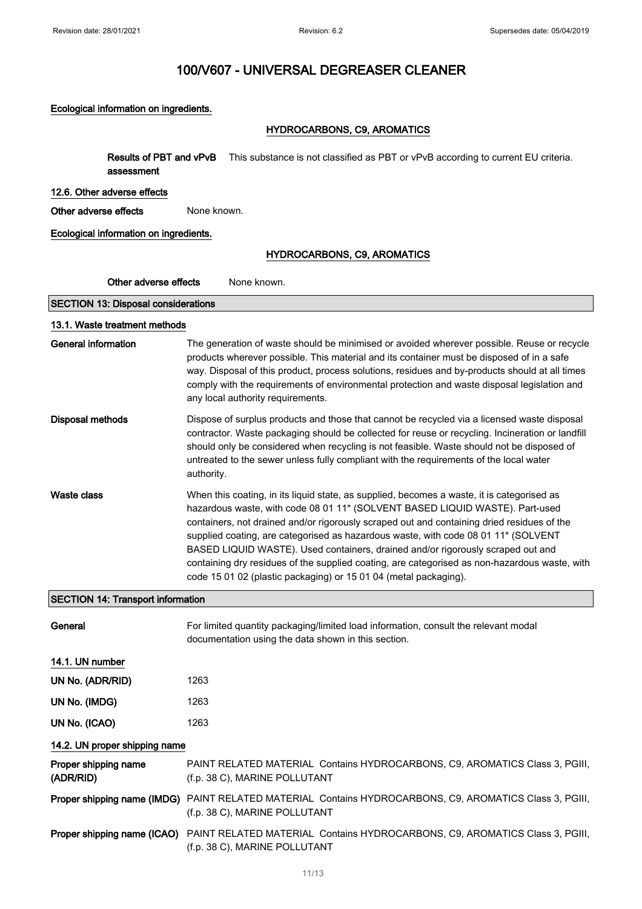# 100/V607 - UNIVERSAL DEGREASER CLEANER

**Ecological information on ingredients.**

**HYDROCARBONS, C9, AROMATICS**

**Results of PBT and vPvB assessment** This substance is not classified as PBT or vPvB according to current EU criteria.

**12.6. Other adverse effects**

**Other adverse effects** None known.

**Ecological information on ingredients.**

**HYDROCARBONS, C9, AROMATICS**

**Other adverse effects** None known.

## SECTION 13: Disposal considerations

**13.1. Waste treatment methods**

**General information** The generation of waste should be minimised or avoided wherever possible. Reuse or recycle products wherever possible. This material and its container must be disposed of in a safe way. Disposal of this product, process solutions, residues and by-products should at all times comply with the requirements of environmental protection and waste disposal legislation and any local authority requirements.

**Disposal methods** Dispose of surplus products and those that cannot be recycled via a licensed waste disposal contractor. Waste packaging should be collected for reuse or recycling. Incineration or landfill should only be considered when recycling is not feasible. Waste should not be disposed of untreated to the sewer unless fully compliant with the requirements of the local water authority.

**Waste class** When this coating, in its liquid state, as supplied, becomes a waste, it is categorised as hazardous waste, with code 08 01 11* (SOLVENT BASED LIQUID WASTE). Part-used containers, not drained and/or rigorously scraped out and containing dried residues of the supplied coating, are categorised as hazardous waste, with code 08 01 11* (SOLVENT BASED LIQUID WASTE). Used containers, drained and/or rigorously scraped out and containing dry residues of the supplied coating, are categorised as non-hazardous waste, with code 15 01 02 (plastic packaging) or 15 01 04 (metal packaging).

## SECTION 14: Transport information

**General** For limited quantity packaging/limited load information, consult the relevant modal documentation using the data shown in this section.

**14.1. UN number**

**UN No. (ADR/RID)** 1263

**UN No. (IMDG)** 1263

**UN No. (ICAO)** 1263

**14.2. UN proper shipping name**

**Proper shipping name (ADR/RID)** PAINT RELATED MATERIAL Contains HYDROCARBONS, C9, AROMATICS Class 3, PGIII, (f.p. 38 C), MARINE POLLUTANT

**Proper shipping name (IMDG)** PAINT RELATED MATERIAL Contains HYDROCARBONS, C9, AROMATICS Class 3, PGIII, (f.p. 38 C), MARINE POLLUTANT

**Proper shipping name (ICAO)** PAINT RELATED MATERIAL Contains HYDROCARBONS, C9, AROMATICS Class 3, PGIII, (f.p. 38 C), MARINE POLLUTANT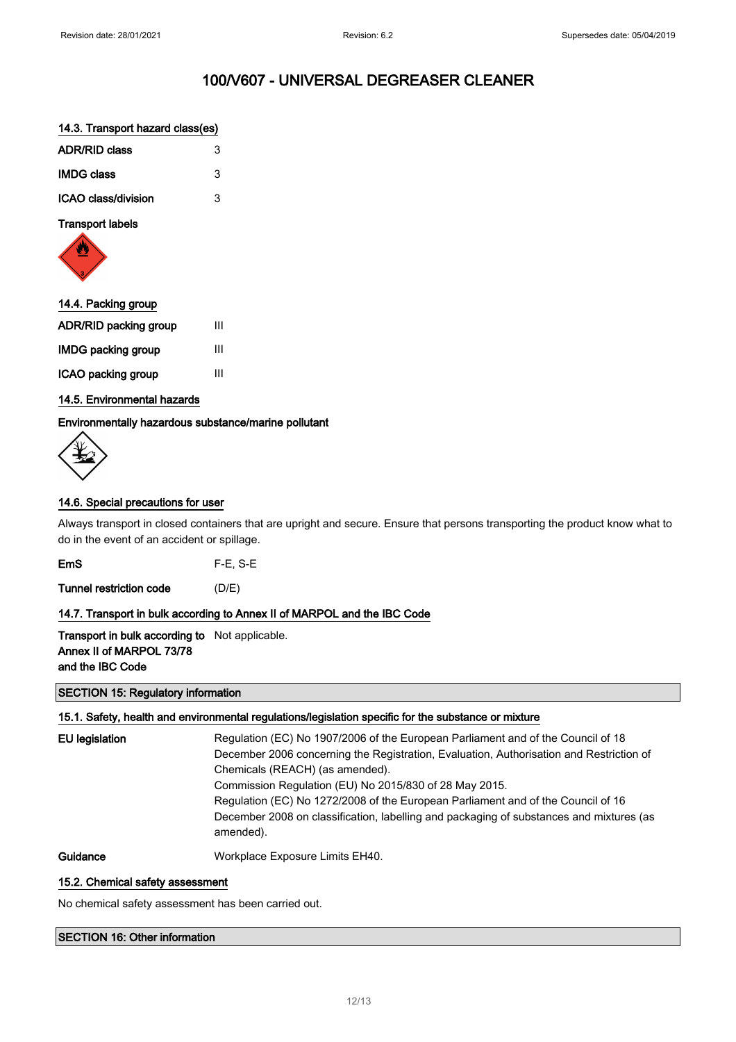# 100/V607 - UNIVERSAL DEGREASER CLEANER

### 14.3. Transport hazard class(es)

| | |
|---|---|
| **ADR/RID class** | 3 |
| **IMDG class** | 3 |
| **ICAO class/division** | 3 |

**Transport labels**

### 14.4. Packing group

| | |
|---|---|
| **ADR/RID packing group** | III |
| **IMDG packing group** | III |
| **ICAO packing group** | III |

### 14.5. Environmental hazards

**Environmentally hazardous substance/marine pollutant**

### 14.6. Special precautions for user

Always transport in closed containers that are upright and secure. Ensure that persons transporting the product know what to do in the event of an accident or spillage.

| | |
|---|---|
| **EmS** | F-E, S-E |
| **Tunnel restriction code** | (D/E) |

### 14.7. Transport in bulk according to Annex II of MARPOL and the IBC Code

| | |
|---|---|
| **Transport in bulk according to Annex II of MARPOL 73/78 and the IBC Code** | Not applicable. |

## SECTION 15: Regulatory information

### 15.1. Safety, health and environmental regulations/legislation specific for the substance or mixture

**EU legislation**

Regulation (EC) No 1907/2006 of the European Parliament and of the Council of 18 December 2006 concerning the Registration, Evaluation, Authorisation and Restriction of Chemicals (REACH) (as amended).
Commission Regulation (EU) No 2015/830 of 28 May 2015.
Regulation (EC) No 1272/2008 of the European Parliament and of the Council of 16 December 2008 on classification, labelling and packaging of substances and mixtures (as amended).

**Guidance**

Workplace Exposure Limits EH40.

### 15.2. Chemical safety assessment

No chemical safety assessment has been carried out.

## SECTION 16: Other information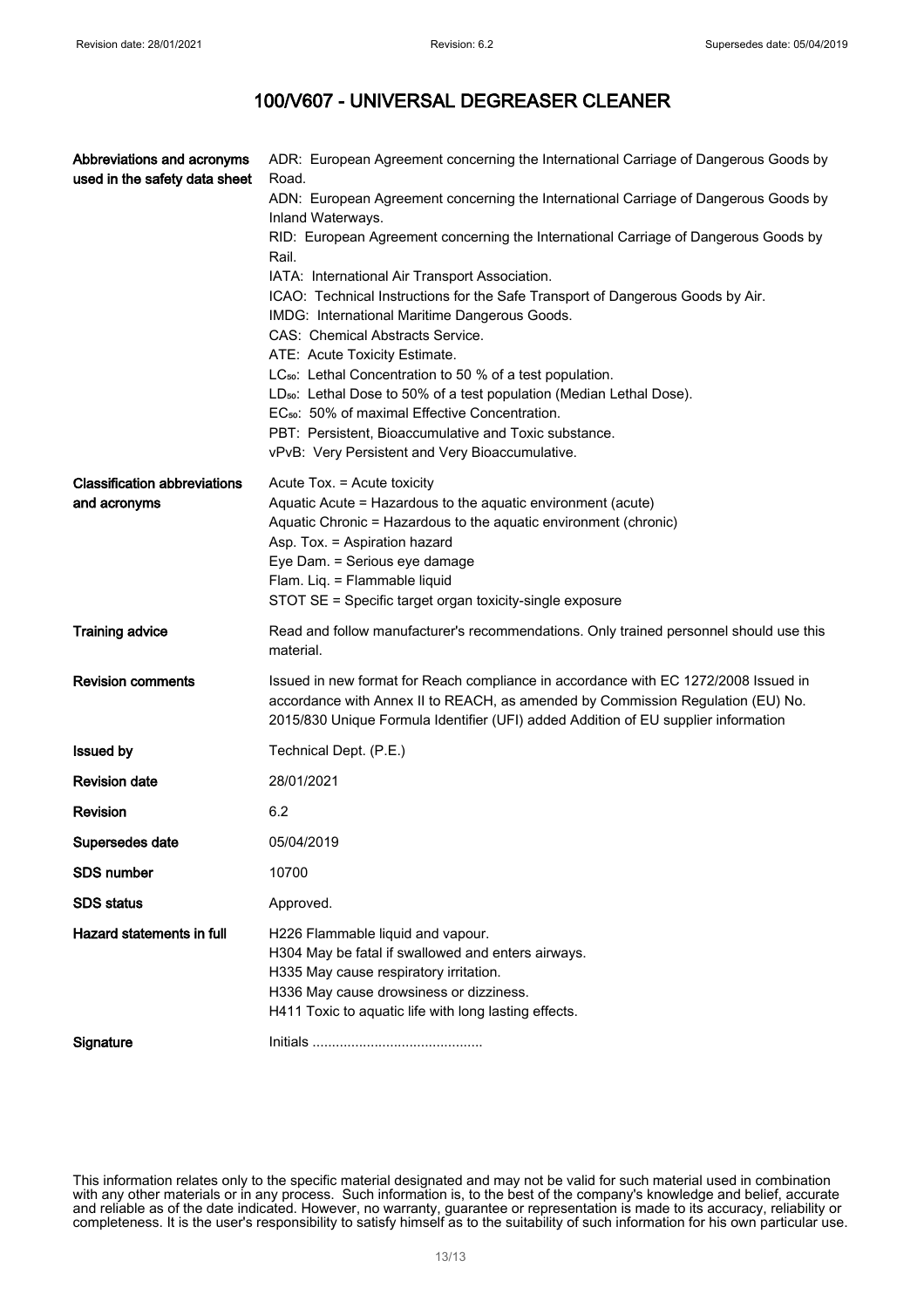# 100/V607 - UNIVERSAL DEGREASER CLEANER

| | |
|---|---|
| **Abbreviations and acronyms used in the safety data sheet** | ADR: European Agreement concerning the International Carriage of Dangerous Goods by Road.<br>ADN: European Agreement concerning the International Carriage of Dangerous Goods by Inland Waterways.<br>RID: European Agreement concerning the International Carriage of Dangerous Goods by Rail.<br>IATA: International Air Transport Association.<br>ICAO: Technical Instructions for the Safe Transport of Dangerous Goods by Air.<br>IMDG: International Maritime Dangerous Goods.<br>CAS: Chemical Abstracts Service.<br>ATE: Acute Toxicity Estimate.<br>$LC_{50}$: Lethal Concentration to 50 % of a test population.<br>$LD_{50}$: Lethal Dose to 50% of a test population (Median Lethal Dose).<br>$EC_{50}$: 50% of maximal Effective Concentration.<br>PBT: Persistent, Bioaccumulative and Toxic substance.<br>vPvB: Very Persistent and Very Bioaccumulative. |
| **Classification abbreviations and acronyms** | Acute Tox. = Acute toxicity<br>Aquatic Acute = Hazardous to the aquatic environment (acute)<br>Aquatic Chronic = Hazardous to the aquatic environment (chronic)<br>Asp. Tox. = Aspiration hazard<br>Eye Dam. = Serious eye damage<br>Flam. Liq. = Flammable liquid<br>STOT SE = Specific target organ toxicity-single exposure |
| **Training advice** | Read and follow manufacturer's recommendations. Only trained personnel should use this material. |
| **Revision comments** | Issued in new format for Reach compliance in accordance with EC 1272/2008 Issued in accordance with Annex II to REACH, as amended by Commission Regulation (EU) No. 2015/830 Unique Formula Identifier (UFI) added Addition of EU supplier information |
| **Issued by** | Technical Dept. (P.E.) |
| **Revision date** | 28/01/2021 |
| **Revision** | 6.2 |
| **Supersedes date** | 05/04/2019 |
| **SDS number** | 10700 |
| **SDS status** | Approved. |
| **Hazard statements in full** | H226 Flammable liquid and vapour.<br>H304 May be fatal if swallowed and enters airways.<br>H335 May cause respiratory irritation.<br>H336 May cause drowsiness or dizziness.<br>H411 Toxic to aquatic life with long lasting effects. |
| **Signature** | Initials ........................................... |

This information relates only to the specific material designated and may not be valid for such material used in combination with any other materials or in any process. Such information is, to the best of the company's knowledge and belief, accurate and reliable as of the date indicated. However, no warranty, guarantee or representation is made to its accuracy, reliability or completeness. It is the user's responsibility to satisfy himself as to the suitability of such information for his own particular use.